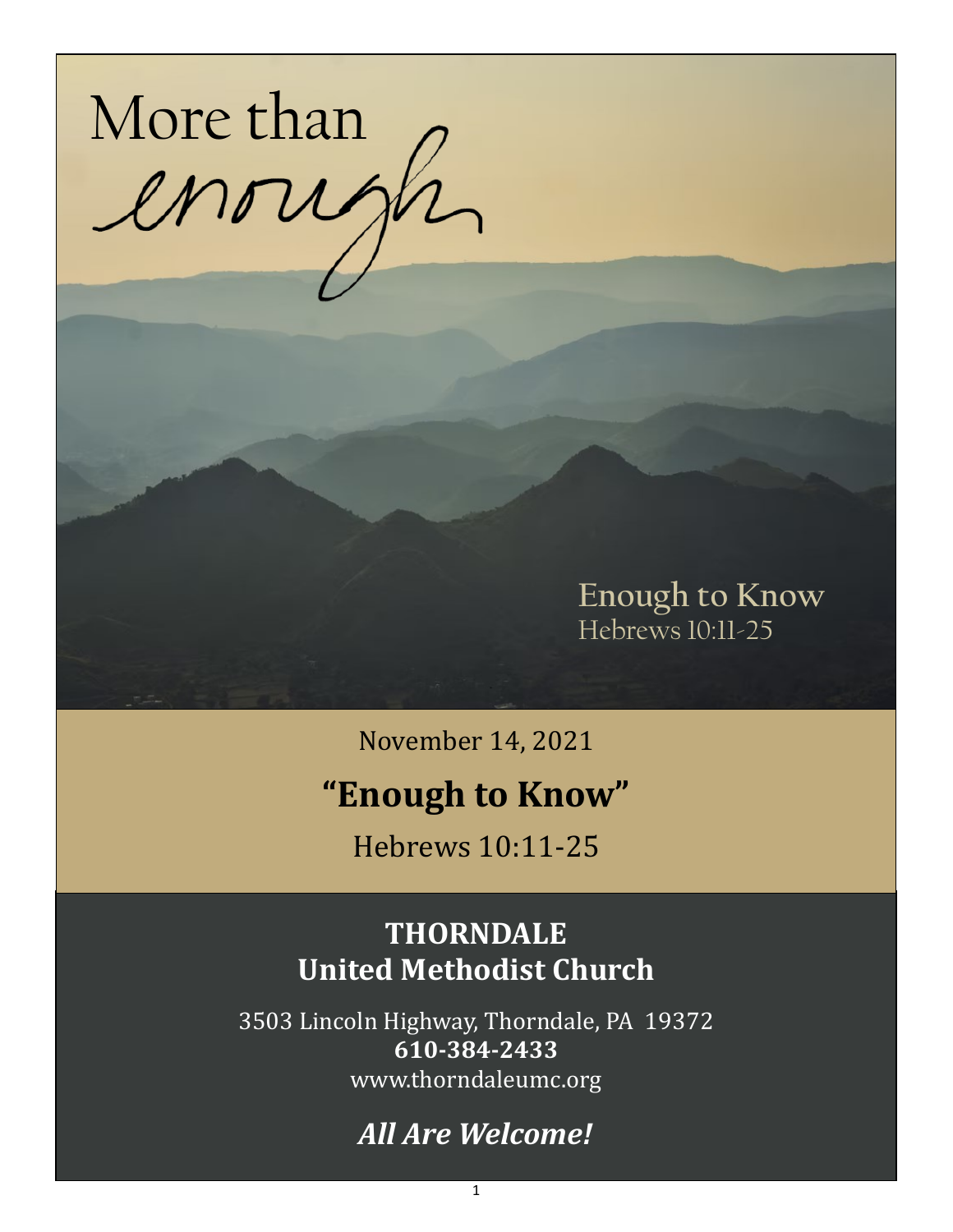More than *enough*

Enough to Know
Hebrews 10:11-25

November 14, 2021

# "Enough to Know"

Hebrews 10:11-25

## THORNDALE United Methodist Church

3503 Lincoln Highway, Thorndale, PA 19372
**610-384-2433**
www.thorndaleumc.org

***All Are Welcome!***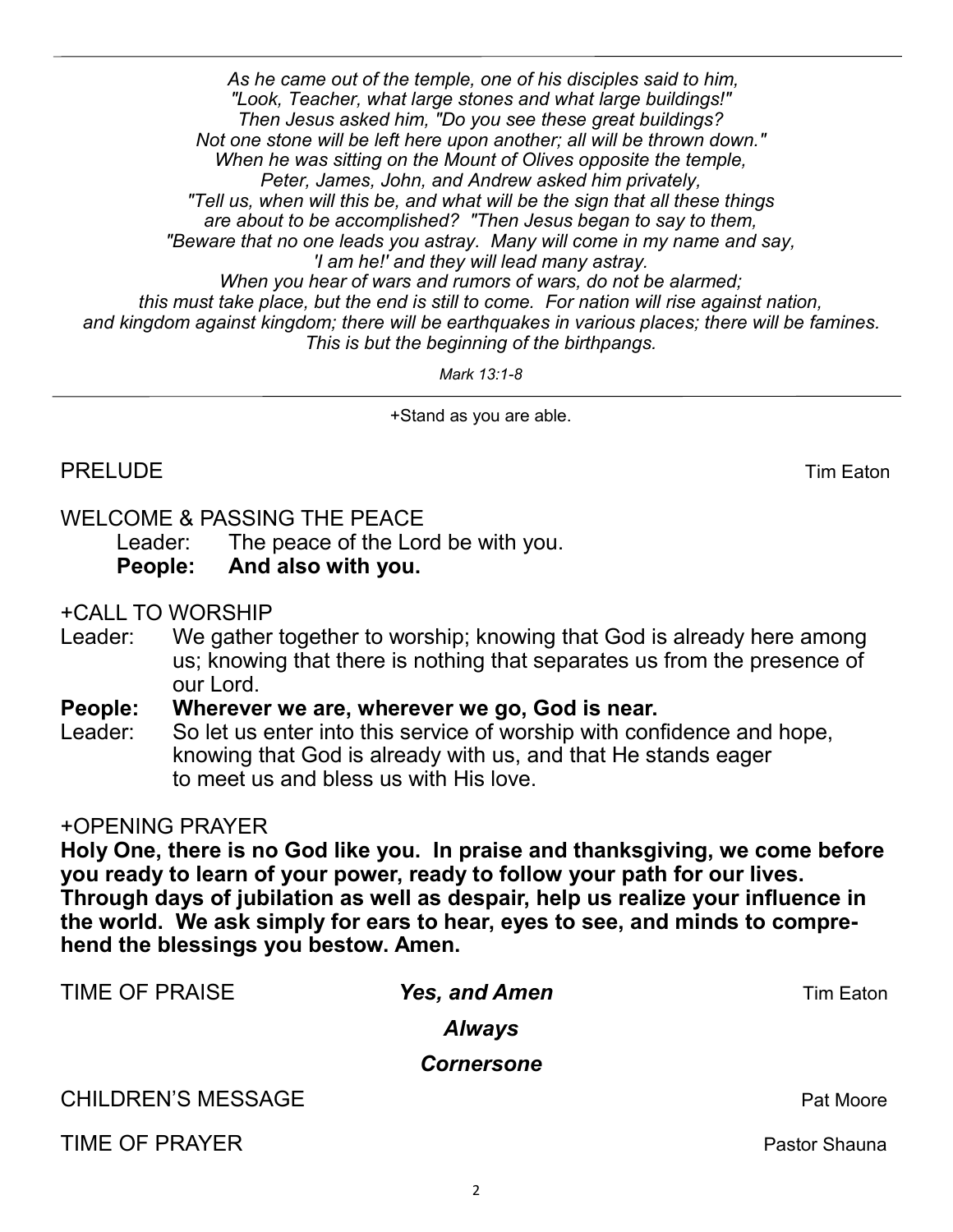*As he came out of the temple, one of his disciples said to him,*
*"Look, Teacher, what large stones and what large buildings!"*
*Then Jesus asked him, "Do you see these great buildings?*
*Not one stone will be left here upon another; all will be thrown down."*
*When he was sitting on the Mount of Olives opposite the temple,*
*Peter, James, John, and Andrew asked him privately,*
*"Tell us, when will this be, and what will be the sign that all these things*
*are about to be accomplished? "Then Jesus began to say to them,*
*"Beware that no one leads you astray. Many will come in my name and say,*
*'I am he!' and they will lead many astray.*
*When you hear of wars and rumors of wars, do not be alarmed;*
*this must take place, but the end is still to come. For nation will rise against nation,*
*and kingdom against kingdom; there will be earthquakes in various places; there will be famines.*
*This is but the beginning of the birthpangs.*

*Mark 13:1-8*

---

+Stand as you are able.

PRELUDE — Tim Eaton

WELCOME & PASSING THE PEACE

Leader: The peace of the Lord be with you.
**People: And also with you.**

+CALL TO WORSHIP

Leader: We gather together to worship; knowing that God is already here among us; knowing that there is nothing that separates us from the presence of our Lord.

**People: Wherever we are, wherever we go, God is near.**

Leader: So let us enter into this service of worship with confidence and hope, knowing that God is already with us, and that He stands eager to meet us and bless us with His love.

+OPENING PRAYER

**Holy One, there is no God like you. In praise and thanksgiving, we come before you ready to learn of your power, ready to follow your path for our lives. Through days of jubilation as well as despair, help us realize your influence in the world. We ask simply for ears to hear, eyes to see, and minds to comprehend the blessings you bestow. Amen.**

TIME OF PRAISE — ***Yes, and Amen*** — Tim Eaton

***Always***

***Cornersone***

CHILDREN'S MESSAGE — Pat Moore

TIME OF PRAYER — Pastor Shauna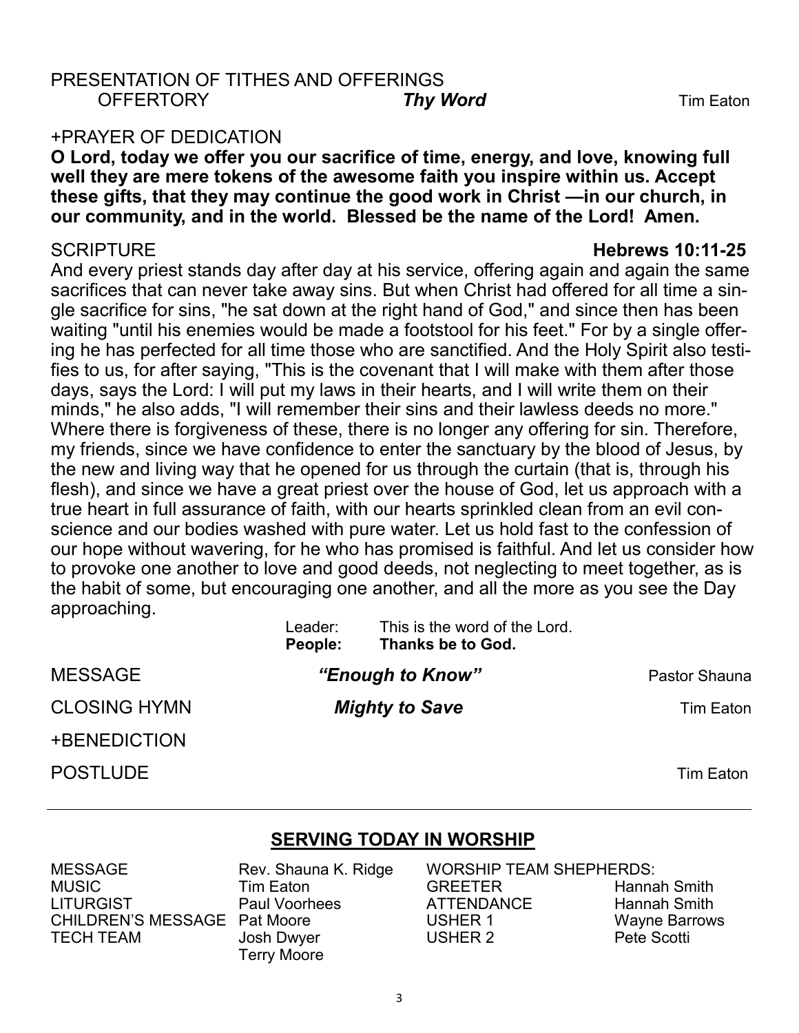PRESENTATION OF TITHES AND OFFERINGS

OFFERTORY — ***Thy Word*** — Tim Eaton

+PRAYER OF DEDICATION

**O Lord, today we offer you our sacrifice of time, energy, and love, knowing full well they are mere tokens of the awesome faith you inspire within us. Accept these gifts, that they may continue the good work in Christ —in our church, in our community, and in the world. Blessed be the name of the Lord! Amen.**

SCRIPTURE **Hebrews 10:11-25**

And every priest stands day after day at his service, offering again and again the same sacrifices that can never take away sins. But when Christ had offered for all time a single sacrifice for sins, "he sat down at the right hand of God," and since then has been waiting "until his enemies would be made a footstool for his feet." For by a single offering he has perfected for all time those who are sanctified. And the Holy Spirit also testifies to us, for after saying, "This is the covenant that I will make with them after those days, says the Lord: I will put my laws in their hearts, and I will write them on their minds," he also adds, "I will remember their sins and their lawless deeds no more." Where there is forgiveness of these, there is no longer any offering for sin. Therefore, my friends, since we have confidence to enter the sanctuary by the blood of Jesus, by the new and living way that he opened for us through the curtain (that is, through his flesh), and since we have a great priest over the house of God, let us approach with a true heart in full assurance of faith, with our hearts sprinkled clean from an evil conscience and our bodies washed with pure water. Let us hold fast to the confession of our hope without wavering, for he who has promised is faithful. And let us consider how to provoke one another to love and good deeds, not neglecting to meet together, as is the habit of some, but encouraging one another, and all the more as you see the Day approaching.

Leader: This is the word of the Lord.
**People: Thanks be to God.**

MESSAGE — ***"Enough to Know"*** — Pastor Shauna

CLOSING HYMN — ***Mighty to Save*** — Tim Eaton

+BENEDICTION

POSTLUDE — Tim Eaton

---

## SERVING TODAY IN WORSHIP

| | | | |
|---|---|---|---|
| MESSAGE | Rev. Shauna K. Ridge | WORSHIP TEAM SHEPHERDS: | |
| MUSIC | Tim Eaton | GREETER | Hannah Smith |
| LITURGIST | Paul Voorhees | ATTENDANCE | Hannah Smith |
| CHILDREN'S MESSAGE | Pat Moore | USHER 1 | Wayne Barrows |
| TECH TEAM | Josh Dwyer | USHER 2 | Pete Scotti |
| | Terry Moore | | |